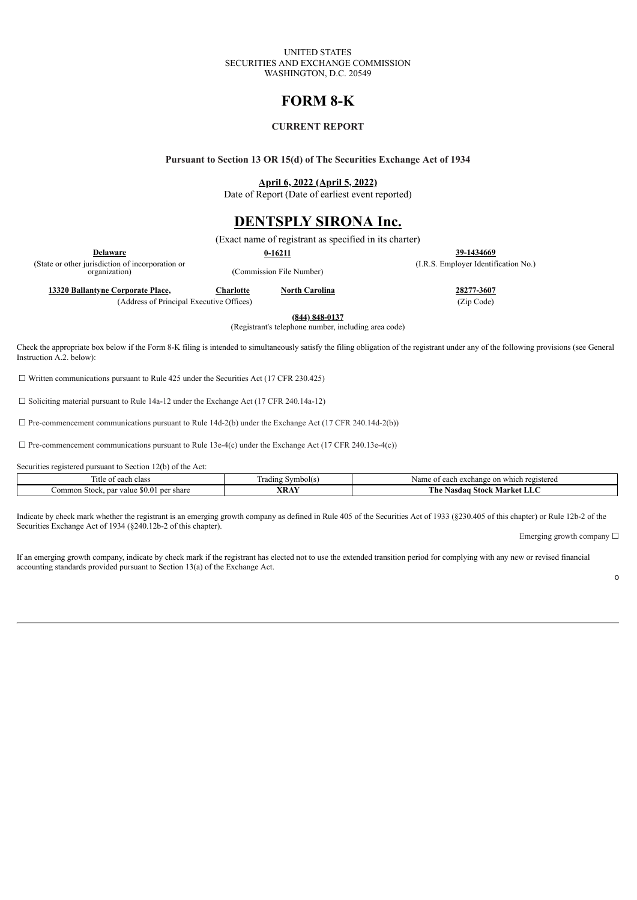UNITED STATES
SECURITIES AND EXCHANGE COMMISSION
WASHINGTON, D.C. 20549

# FORM 8-K

## CURRENT REPORT

**Pursuant to Section 13 OR 15(d) of The Securities Exchange Act of 1934**

**April 6, 2022 (April 5, 2022)**
Date of Report (Date of earliest event reported)

# DENTSPLY SIRONA Inc.

(Exact name of registrant as specified in its charter)

| **Delaware** | **0-16211** | **39-1434669** |
|---|---|---|
| (State or other jurisdiction of incorporation or organization) | (Commission File Number) | (I.R.S. Employer Identification No.) |

| **13320 Ballantyne Corporate Place,** | **Charlotte** | **North Carolina** | **28277-3607** |
|---|---|---|---|
| (Address of Principal Executive Offices) | | | (Zip Code) |

**(844) 848-0137**
(Registrant's telephone number, including area code)

Check the appropriate box below if the Form 8-K filing is intended to simultaneously satisfy the filing obligation of the registrant under any of the following provisions (see General Instruction A.2. below):

☐ Written communications pursuant to Rule 425 under the Securities Act (17 CFR 230.425)

☐ Soliciting material pursuant to Rule 14a-12 under the Exchange Act (17 CFR 240.14a-12)

☐ Pre-commencement communications pursuant to Rule 14d-2(b) under the Exchange Act (17 CFR 240.14d-2(b))

☐ Pre-commencement communications pursuant to Rule 13e-4(c) under the Exchange Act (17 CFR 240.13e-4(c))

Securities registered pursuant to Section 12(b) of the Act:

| Title of each class | Trading Symbol(s) | Name of each exchange on which registered |
|---|---|---|
| Common Stock, par value $0.01 per share | **XRAY** | **The Nasdaq Stock Market LLC** |

Indicate by check mark whether the registrant is an emerging growth company as defined in Rule 405 of the Securities Act of 1933 (§230.405 of this chapter) or Rule 12b-2 of the Securities Exchange Act of 1934 (§240.12b-2 of this chapter).

Emerging growth company ☐

If an emerging growth company, indicate by check mark if the registrant has elected not to use the extended transition period for complying with any new or revised financial accounting standards provided pursuant to Section 13(a) of the Exchange Act.

o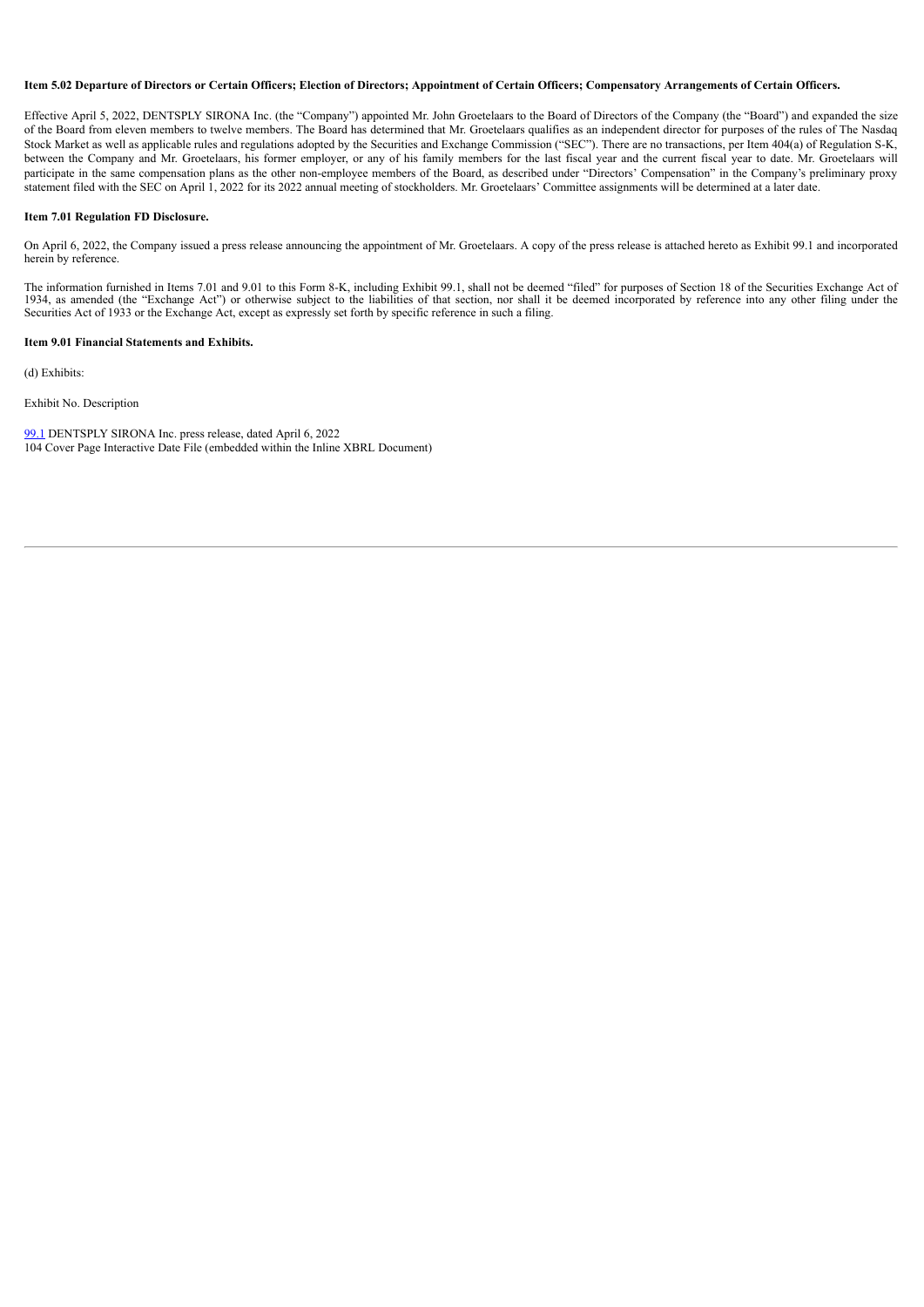**Item 5.02 Departure of Directors or Certain Officers; Election of Directors; Appointment of Certain Officers; Compensatory Arrangements of Certain Officers.**

Effective April 5, 2022, DENTSPLY SIRONA Inc. (the "Company") appointed Mr. John Groetelaars to the Board of Directors of the Company (the "Board") and expanded the size of the Board from eleven members to twelve members. The Board has determined that Mr. Groetelaars qualifies as an independent director for purposes of the rules of The Nasdaq Stock Market as well as applicable rules and regulations adopted by the Securities and Exchange Commission ("SEC"). There are no transactions, per Item 404(a) of Regulation S-K, between the Company and Mr. Groetelaars, his former employer, or any of his family members for the last fiscal year and the current fiscal year to date. Mr. Groetelaars will participate in the same compensation plans as the other non-employee members of the Board, as described under "Directors' Compensation" in the Company's preliminary proxy statement filed with the SEC on April 1, 2022 for its 2022 annual meeting of stockholders. Mr. Groetelaars' Committee assignments will be determined at a later date.

**Item 7.01 Regulation FD Disclosure.**

On April 6, 2022, the Company issued a press release announcing the appointment of Mr. Groetelaars. A copy of the press release is attached hereto as Exhibit 99.1 and incorporated herein by reference.

The information furnished in Items 7.01 and 9.01 to this Form 8-K, including Exhibit 99.1, shall not be deemed "filed" for purposes of Section 18 of the Securities Exchange Act of 1934, as amended (the "Exchange Act") or otherwise subject to the liabilities of that section, nor shall it be deemed incorporated by reference into any other filing under the Securities Act of 1933 or the Exchange Act, except as expressly set forth by specific reference in such a filing.

**Item 9.01 Financial Statements and Exhibits.**

(d) Exhibits:

Exhibit No. Description

99.1 DENTSPLY SIRONA Inc. press release, dated April 6, 2022
104 Cover Page Interactive Date File (embedded within the Inline XBRL Document)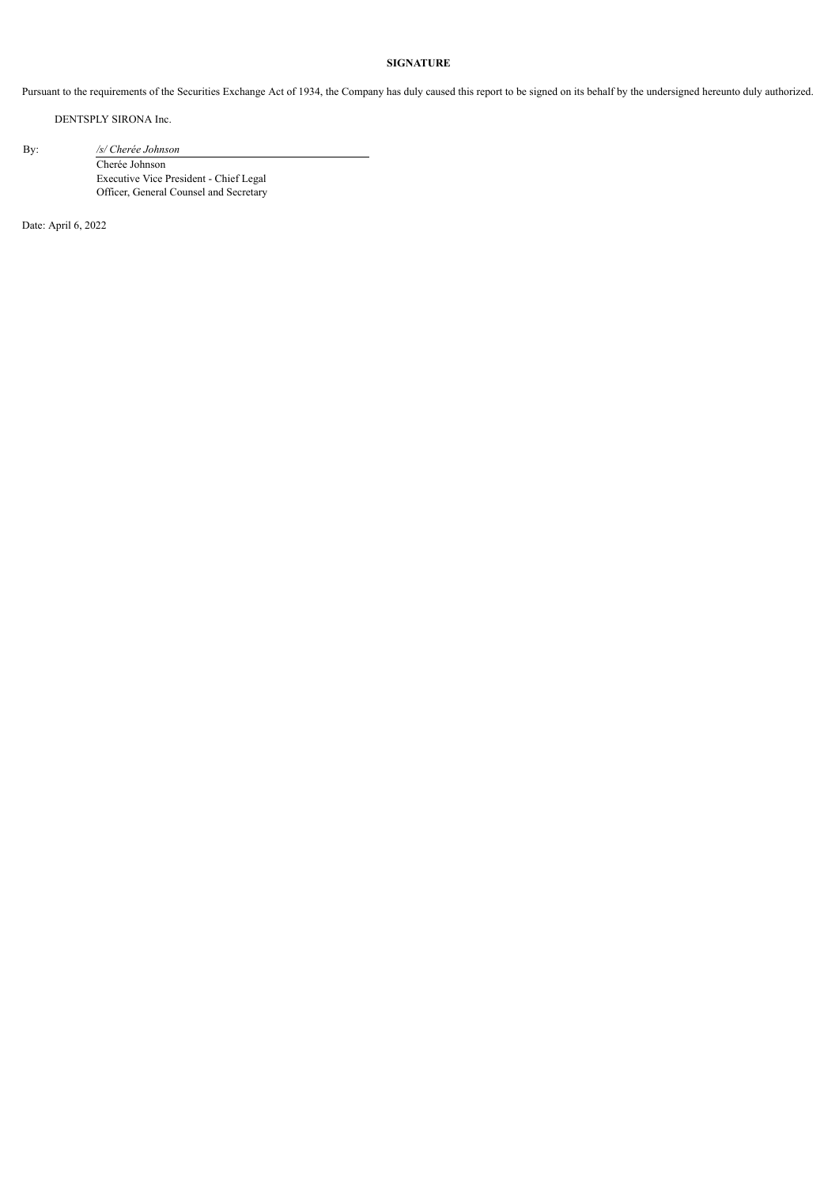**SIGNATURE**

Pursuant to the requirements of the Securities Exchange Act of 1934, the Company has duly caused this report to be signed on its behalf by the undersigned hereunto duly authorized.

DENTSPLY SIRONA Inc.

By: *`/s/ Cherée Johnson`*

Cherée Johnson
Executive Vice President - Chief Legal Officer, General Counsel and Secretary

Date: April 6, 2022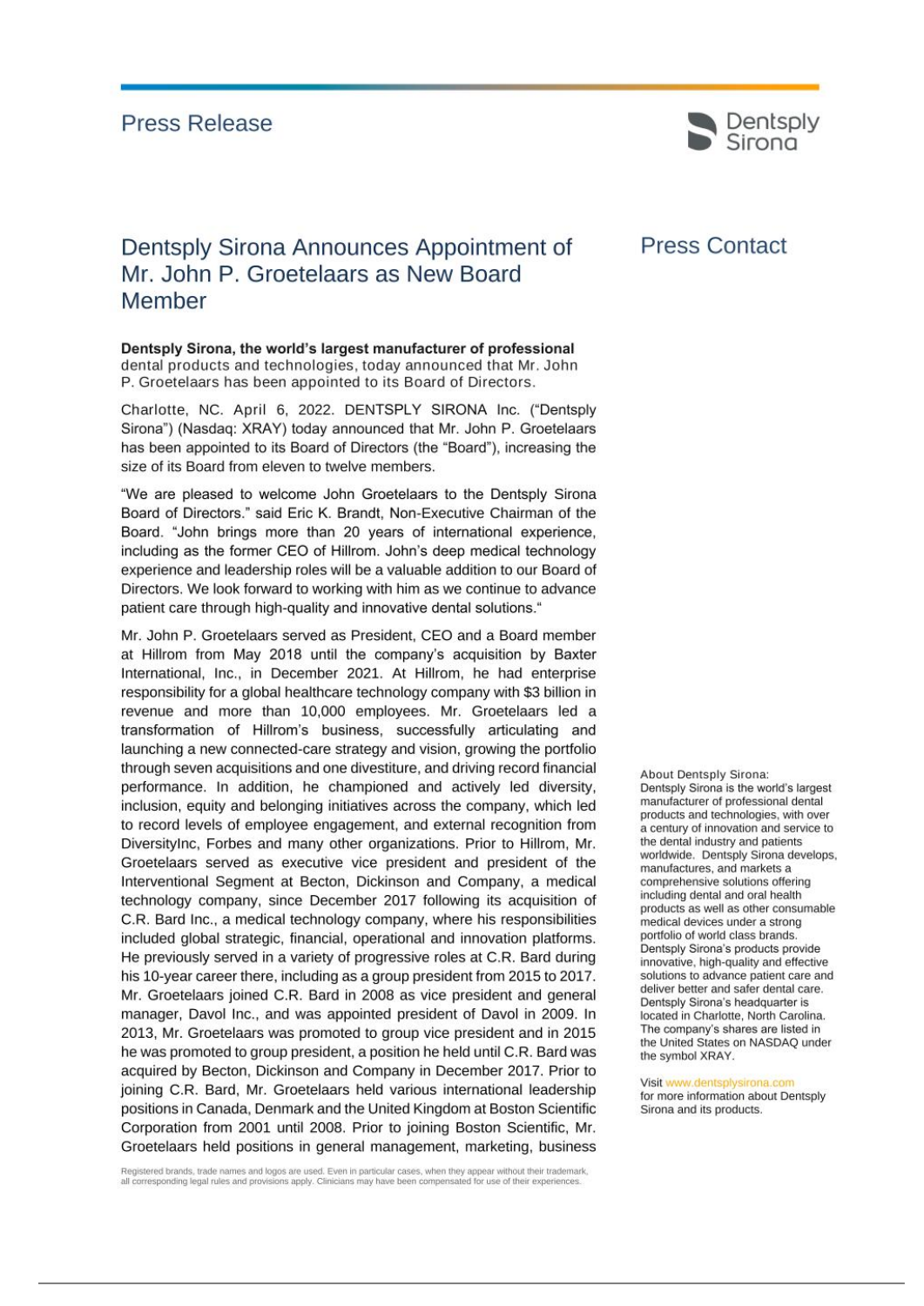# Press Release

## Dentsply Sirona Announces Appointment of Mr. John P. Groetelaars as New Board Member

**Dentsply Sirona, the world's largest manufacturer of professional** dental products and technologies, today announced that Mr. John P. Groetelaars has been appointed to its Board of Directors.

Charlotte, NC. April 6, 2022. DENTSPLY SIRONA Inc. ("Dentsply Sirona") (Nasdaq: XRAY) today announced that Mr. John P. Groetelaars has been appointed to its Board of Directors (the "Board"), increasing the size of its Board from eleven to twelve members.

"We are pleased to welcome John Groetelaars to the Dentsply Sirona Board of Directors." said Eric K. Brandt, Non-Executive Chairman of the Board. "John brings more than 20 years of international experience, including as the former CEO of Hillrom. John's deep medical technology experience and leadership roles will be a valuable addition to our Board of Directors. We look forward to working with him as we continue to advance patient care through high-quality and innovative dental solutions."

Mr. John P. Groetelaars served as President, CEO and a Board member at Hillrom from May 2018 until the company's acquisition by Baxter International, Inc., in December 2021. At Hillrom, he had enterprise responsibility for a global healthcare technology company with $3 billion in revenue and more than 10,000 employees. Mr. Groetelaars led a transformation of Hillrom's business, successfully articulating and launching a new connected-care strategy and vision, growing the portfolio through seven acquisitions and one divestiture, and driving record financial performance. In addition, he championed and actively led diversity, inclusion, equity and belonging initiatives across the company, which led to record levels of employee engagement, and external recognition from DiversityInc, Forbes and many other organizations. Prior to Hillrom, Mr. Groetelaars served as executive vice president and president of the Interventional Segment at Becton, Dickinson and Company, a medical technology company, since December 2017 following its acquisition of C.R. Bard Inc., a medical technology company, where his responsibilities included global strategic, financial, operational and innovation platforms. He previously served in a variety of progressive roles at C.R. Bard during his 10-year career there, including as a group president from 2015 to 2017. Mr. Groetelaars joined C.R. Bard in 2008 as vice president and general manager, Davol Inc., and was appointed president of Davol in 2009. In 2013, Mr. Groetelaars was promoted to group vice president and in 2015 he was promoted to group president, a position he held until C.R. Bard was acquired by Becton, Dickinson and Company in December 2017. Prior to joining C.R. Bard, Mr. Groetelaars held various international leadership positions in Canada, Denmark and the United Kingdom at Boston Scientific Corporation from 2001 until 2008. Prior to joining Boston Scientific, Mr. Groetelaars held positions in general management, marketing, business

Registered brands, trade names and logos are used. Even in particular cases, when they appear without their trademark, all corresponding legal rules and provisions apply. Clinicians may have been compensated for use of their experiences.

## Press Contact

About Dentsply Sirona:
Dentsply Sirona is the world's largest manufacturer of professional dental products and technologies, with over a century of innovation and service to the dental industry and patients worldwide. Dentsply Sirona develops, manufactures, and markets a comprehensive solutions offering including dental and oral health products as well as other consumable medical devices under a strong portfolio of world class brands. Dentsply Sirona's products provide innovative, high-quality and effective solutions to advance patient care and deliver better and safer dental care. Dentsply Sirona's headquarter is located in Charlotte, North Carolina. The company's shares are listed in the United States on NASDAQ under the symbol XRAY.

Visit www.dentsplysirona.com for more information about Dentsply Sirona and its products.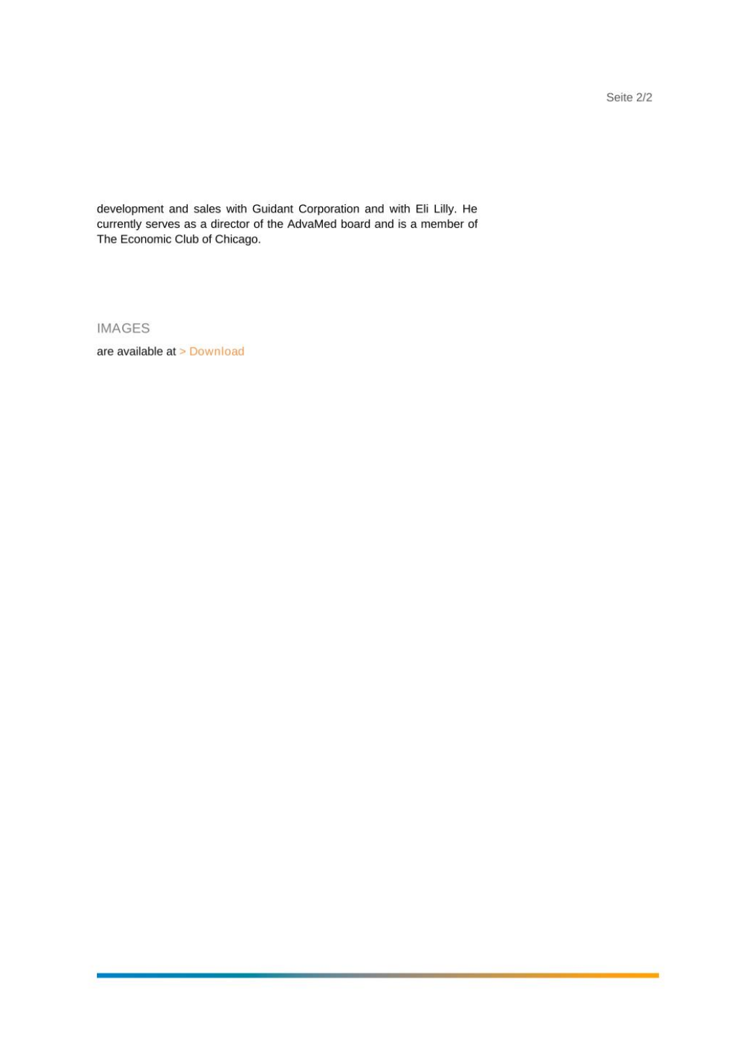development and sales with Guidant Corporation and with Eli Lilly. He currently serves as a director of the AdvaMed board and is a member of The Economic Club of Chicago.

## IMAGES

are available at > Download